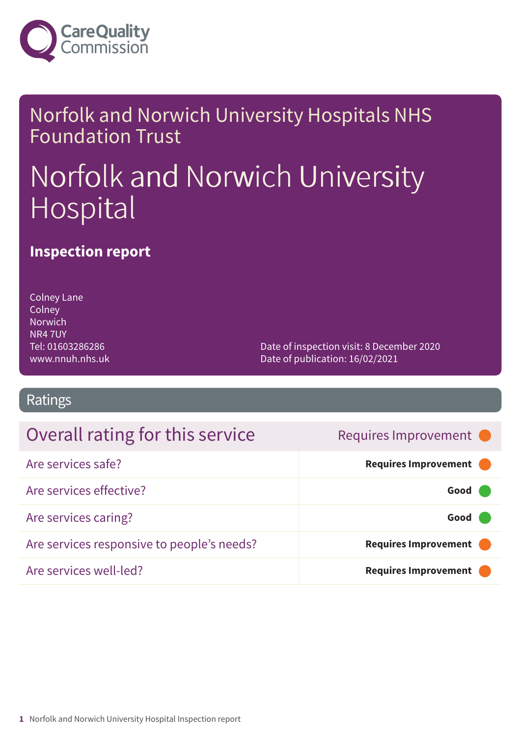Norfolk and Norwich University Hospitals NHS Foundation Trust

# Norfolk and Norwich University Hospital

## Inspection report

Colney Lane
Colney
Norwich
NR4 7UY
Tel: 01603286286
www.nnuh.nhs.uk

Date of inspection visit: 8 December 2020
Date of publication: 16/02/2021

## Ratings

| Overall rating for this service | Requires Improvement |
| --- | --- |
| Are services safe? | **Requires Improvement** |
| Are services effective? | **Good** |
| Are services caring? | **Good** |
| Are services responsive to people's needs? | **Requires Improvement** |
| Are services well-led? | **Requires Improvement** |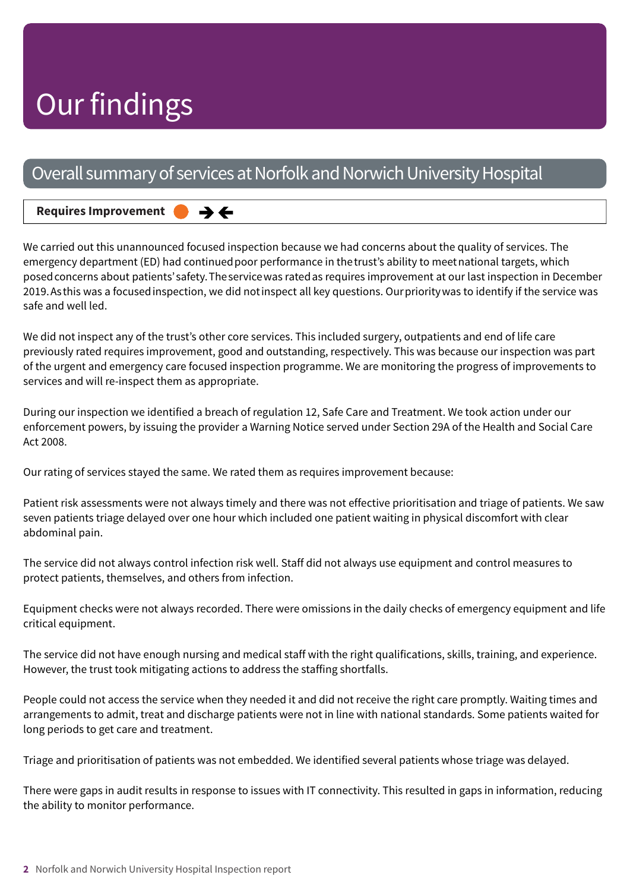# Our findings

## Overall summary of services at Norfolk and Norwich University Hospital

**Requires Improvement** ➔ ←

We carried out this unannounced focused inspection because we had concerns about the quality of services. The emergency department (ED) had continued poor performance in the trust's ability to meet national targets, which posed concerns about patients' safety. The service was rated as requires improvement at our last inspection in December 2019. As this was a focused inspection, we did not inspect all key questions. Our priority was to identify if the service was safe and well led.

We did not inspect any of the trust's other core services. This included surgery, outpatients and end of life care previously rated requires improvement, good and outstanding, respectively. This was because our inspection was part of the urgent and emergency care focused inspection programme. We are monitoring the progress of improvements to services and will re-inspect them as appropriate.

During our inspection we identified a breach of regulation 12, Safe Care and Treatment. We took action under our enforcement powers, by issuing the provider a Warning Notice served under Section 29A of the Health and Social Care Act 2008.

Our rating of services stayed the same. We rated them as requires improvement because:

Patient risk assessments were not always timely and there was not effective prioritisation and triage of patients. We saw seven patients triage delayed over one hour which included one patient waiting in physical discomfort with clear abdominal pain.

The service did not always control infection risk well. Staff did not always use equipment and control measures to protect patients, themselves, and others from infection.

Equipment checks were not always recorded. There were omissions in the daily checks of emergency equipment and life critical equipment.

The service did not have enough nursing and medical staff with the right qualifications, skills, training, and experience. However, the trust took mitigating actions to address the staffing shortfalls.

People could not access the service when they needed it and did not receive the right care promptly. Waiting times and arrangements to admit, treat and discharge patients were not in line with national standards. Some patients waited for long periods to get care and treatment.

Triage and prioritisation of patients was not embedded. We identified several patients whose triage was delayed.

There were gaps in audit results in response to issues with IT connectivity. This resulted in gaps in information, reducing the ability to monitor performance.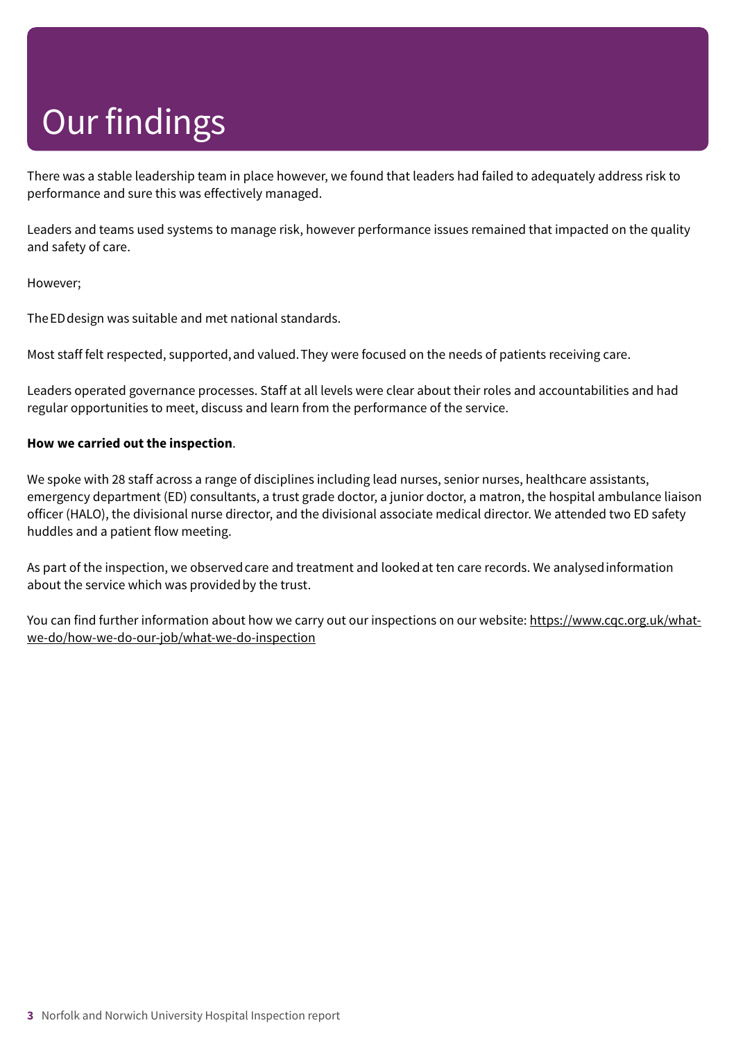# Our findings

There was a stable leadership team in place however, we found that leaders had failed to adequately address risk to performance and sure this was effectively managed.

Leaders and teams used systems to manage risk, however performance issues remained that impacted on the quality and safety of care.

However;

The ED design was suitable and met national standards.

Most staff felt respected, supported, and valued. They were focused on the needs of patients receiving care.

Leaders operated governance processes. Staff at all levels were clear about their roles and accountabilities and had regular opportunities to meet, discuss and learn from the performance of the service.

**How we carried out the inspection**.

We spoke with 28 staff across a range of disciplines including lead nurses, senior nurses, healthcare assistants, emergency department (ED) consultants, a trust grade doctor, a junior doctor, a matron, the hospital ambulance liaison officer (HALO), the divisional nurse director, and the divisional associate medical director. We attended two ED safety huddles and a patient flow meeting.

As part of the inspection, we observed care and treatment and looked at ten care records. We analysed information about the service which was provided by the trust.

You can find further information about how we carry out our inspections on our website: https://www.cqc.org.uk/what-we-do/how-we-do-our-job/what-we-do-inspection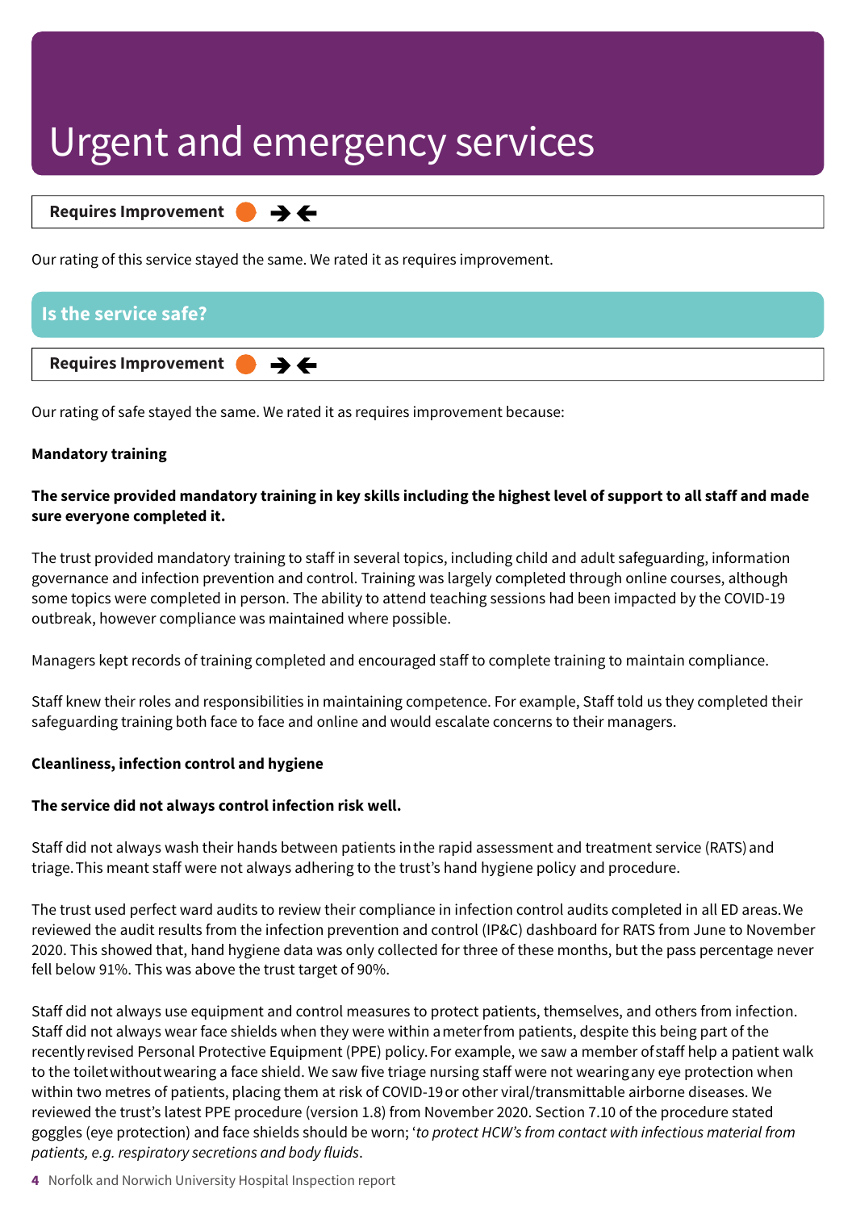# Urgent and emergency services

**Requires Improvement** ● ➔⬅

Our rating of this service stayed the same. We rated it as requires improvement.

## Is the service safe?

**Requires Improvement** ● ➔⬅

Our rating of safe stayed the same. We rated it as requires improvement because:

**Mandatory training**

**The service provided mandatory training in key skills including the highest level of support to all staff and made sure everyone completed it.**

The trust provided mandatory training to staff in several topics, including child and adult safeguarding, information governance and infection prevention and control. Training was largely completed through online courses, although some topics were completed in person. The ability to attend teaching sessions had been impacted by the COVID-19 outbreak, however compliance was maintained where possible.

Managers kept records of training completed and encouraged staff to complete training to maintain compliance.

Staff knew their roles and responsibilities in maintaining competence. For example, Staff told us they completed their safeguarding training both face to face and online and would escalate concerns to their managers.

**Cleanliness, infection control and hygiene**

**The service did not always control infection risk well.**

Staff did not always wash their hands between patients in the rapid assessment and treatment service (RATS) and triage. This meant staff were not always adhering to the trust's hand hygiene policy and procedure.

The trust used perfect ward audits to review their compliance in infection control audits completed in all ED areas. We reviewed the audit results from the infection prevention and control (IP&C) dashboard for RATS from June to November 2020. This showed that, hand hygiene data was only collected for three of these months, but the pass percentage never fell below 91%. This was above the trust target of 90%.

Staff did not always use equipment and control measures to protect patients, themselves, and others from infection. Staff did not always wear face shields when they were within a meter from patients, despite this being part of the recently revised Personal Protective Equipment (PPE) policy. For example, we saw a member of staff help a patient walk to the toilet without wearing a face shield. We saw five triage nursing staff were not wearing any eye protection when within two metres of patients, placing them at risk of COVID-19 or other viral/transmittable airborne diseases. We reviewed the trust's latest PPE procedure (version 1.8) from November 2020. Section 7.10 of the procedure stated goggles (eye protection) and face shields should be worn; '*to protect HCW's from contact with infectious material from patients, e.g. respiratory secretions and body fluids*.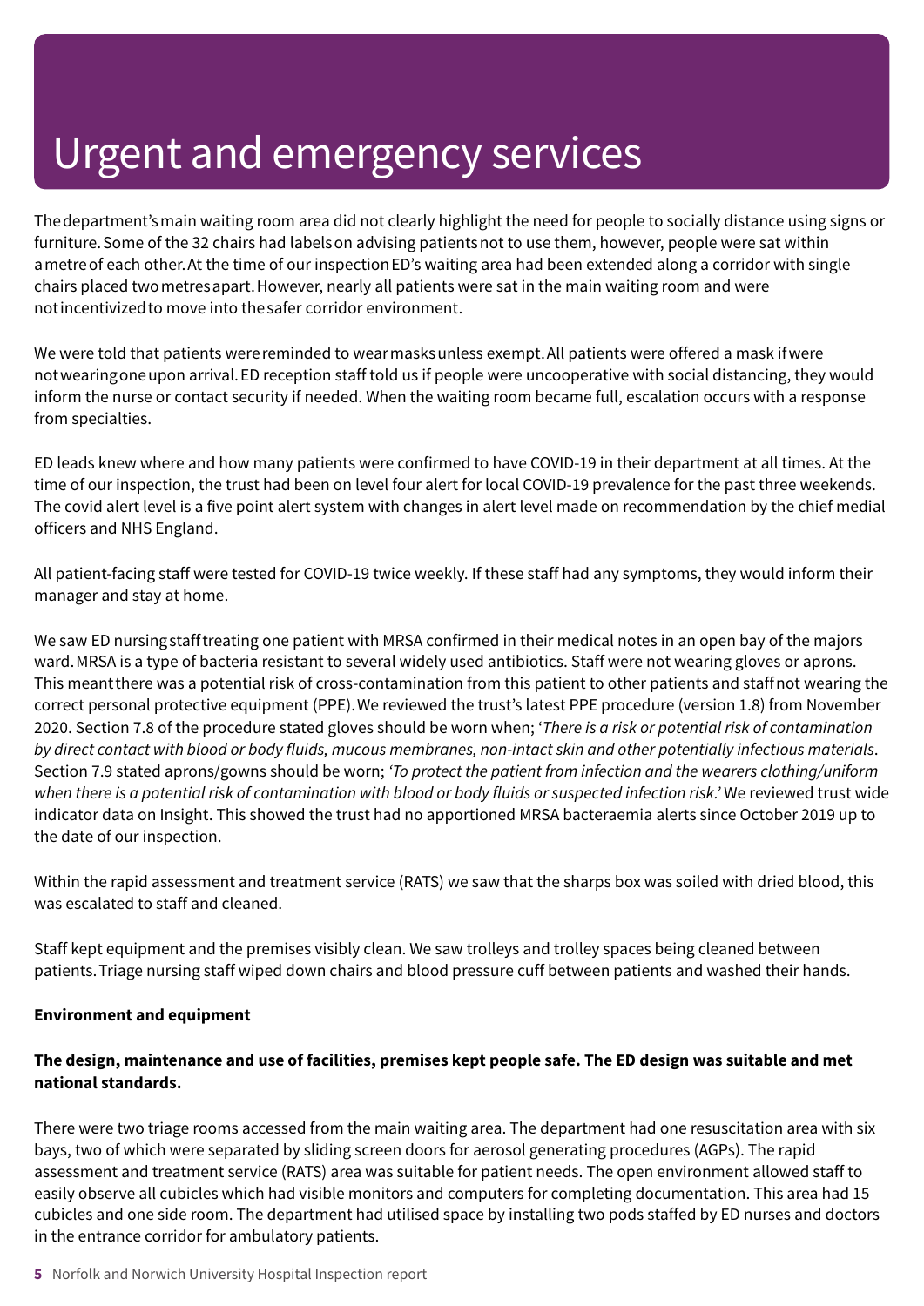# Urgent and emergency services

The department's main waiting room area did not clearly highlight the need for people to socially distance using signs or furniture. Some of the 32 chairs had labels on advising patients not to use them, however, people were sat within a metre of each other. At the time of our inspection ED's waiting area had been extended along a corridor with single chairs placed two metres apart. However, nearly all patients were sat in the main waiting room and were not incentivized to move into the safer corridor environment.

We were told that patients were reminded to wear masks unless exempt. All patients were offered a mask if were not wearing one upon arrival. ED reception staff told us if people were uncooperative with social distancing, they would inform the nurse or contact security if needed. When the waiting room became full, escalation occurs with a response from specialties.

ED leads knew where and how many patients were confirmed to have COVID-19 in their department at all times. At the time of our inspection, the trust had been on level four alert for local COVID-19 prevalence for the past three weekends. The covid alert level is a five point alert system with changes in alert level made on recommendation by the chief medial officers and NHS England.

All patient-facing staff were tested for COVID-19 twice weekly. If these staff had any symptoms, they would inform their manager and stay at home.

We saw ED nursing staff treating one patient with MRSA confirmed in their medical notes in an open bay of the majors ward. MRSA is a type of bacteria resistant to several widely used antibiotics. Staff were not wearing gloves or aprons. This meant there was a potential risk of cross-contamination from this patient to other patients and staff not wearing the correct personal protective equipment (PPE). We reviewed the trust's latest PPE procedure (version 1.8) from November 2020. Section 7.8 of the procedure stated gloves should be worn when; '*There is a risk or potential risk of contamination by direct contact with blood or body fluids, mucous membranes, non-intact skin and other potentially infectious materials*. Section 7.9 stated aprons/gowns should be worn; '*To protect the patient from infection and the wearers clothing/uniform when there is a potential risk of contamination with blood or body fluids or suspected infection risk.*' We reviewed trust wide indicator data on Insight. This showed the trust had no apportioned MRSA bacteraemia alerts since October 2019 up to the date of our inspection.

Within the rapid assessment and treatment service (RATS) we saw that the sharps box was soiled with dried blood, this was escalated to staff and cleaned.

Staff kept equipment and the premises visibly clean. We saw trolleys and trolley spaces being cleaned between patients. Triage nursing staff wiped down chairs and blood pressure cuff between patients and washed their hands.

**Environment and equipment**

**The design, maintenance and use of facilities, premises kept people safe. The ED design was suitable and met national standards.**

There were two triage rooms accessed from the main waiting area. The department had one resuscitation area with six bays, two of which were separated by sliding screen doors for aerosol generating procedures (AGPs). The rapid assessment and treatment service (RATS) area was suitable for patient needs. The open environment allowed staff to easily observe all cubicles which had visible monitors and computers for completing documentation. This area had 15 cubicles and one side room. The department had utilised space by installing two pods staffed by ED nurses and doctors in the entrance corridor for ambulatory patients.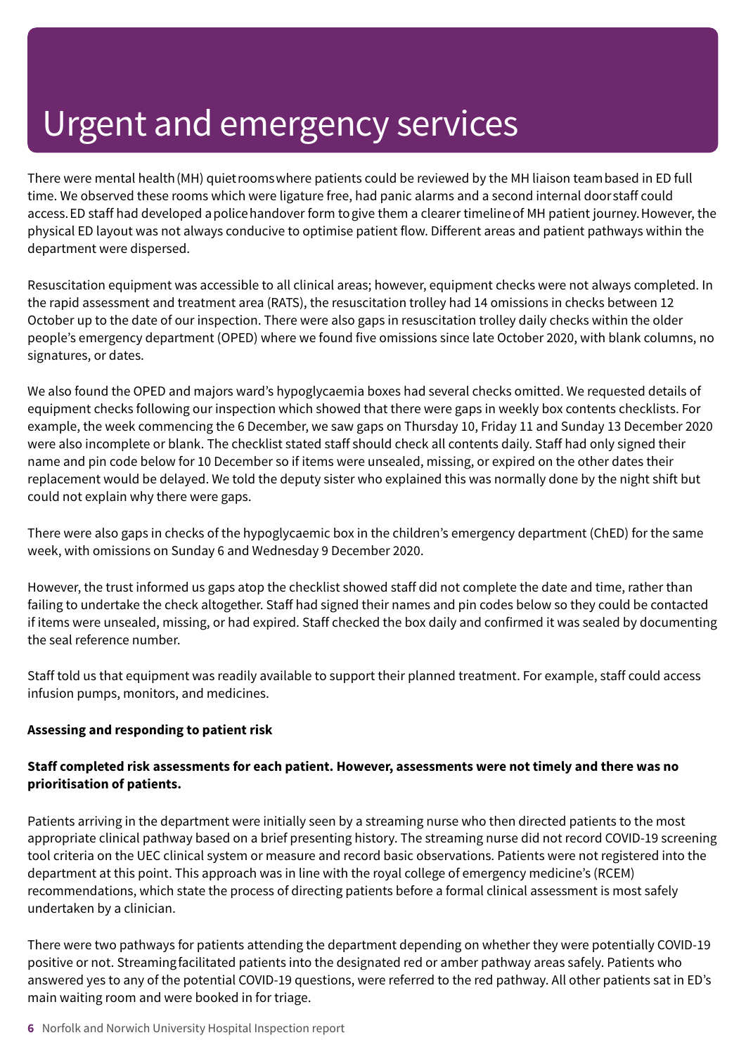# Urgent and emergency services

There were mental health (MH) quiet rooms where patients could be reviewed by the MH liaison team based in ED full time. We observed these rooms which were ligature free, had panic alarms and a second internal door staff could access. ED staff had developed a police handover form to give them a clearer timeline of MH patient journey. However, the physical ED layout was not always conducive to optimise patient flow. Different areas and patient pathways within the department were dispersed.

Resuscitation equipment was accessible to all clinical areas; however, equipment checks were not always completed. In the rapid assessment and treatment area (RATS), the resuscitation trolley had 14 omissions in checks between 12 October up to the date of our inspection. There were also gaps in resuscitation trolley daily checks within the older people's emergency department (OPED) where we found five omissions since late October 2020, with blank columns, no signatures, or dates.

We also found the OPED and majors ward's hypoglycaemia boxes had several checks omitted. We requested details of equipment checks following our inspection which showed that there were gaps in weekly box contents checklists. For example, the week commencing the 6 December, we saw gaps on Thursday 10, Friday 11 and Sunday 13 December 2020 were also incomplete or blank. The checklist stated staff should check all contents daily. Staff had only signed their name and pin code below for 10 December so if items were unsealed, missing, or expired on the other dates their replacement would be delayed. We told the deputy sister who explained this was normally done by the night shift but could not explain why there were gaps.

There were also gaps in checks of the hypoglycaemic box in the children's emergency department (ChED) for the same week, with omissions on Sunday 6 and Wednesday 9 December 2020.

However, the trust informed us gaps atop the checklist showed staff did not complete the date and time, rather than failing to undertake the check altogether. Staff had signed their names and pin codes below so they could be contacted if items were unsealed, missing, or had expired. Staff checked the box daily and confirmed it was sealed by documenting the seal reference number.

Staff told us that equipment was readily available to support their planned treatment. For example, staff could access infusion pumps, monitors, and medicines.

**Assessing and responding to patient risk**

**Staff completed risk assessments for each patient. However, assessments were not timely and there was no prioritisation of patients.**

Patients arriving in the department were initially seen by a streaming nurse who then directed patients to the most appropriate clinical pathway based on a brief presenting history. The streaming nurse did not record COVID-19 screening tool criteria on the UEC clinical system or measure and record basic observations. Patients were not registered into the department at this point. This approach was in line with the royal college of emergency medicine's (RCEM) recommendations, which state the process of directing patients before a formal clinical assessment is most safely undertaken by a clinician.

There were two pathways for patients attending the department depending on whether they were potentially COVID-19 positive or not. Streaming facilitated patients into the designated red or amber pathway areas safely. Patients who answered yes to any of the potential COVID-19 questions, were referred to the red pathway. All other patients sat in ED's main waiting room and were booked in for triage.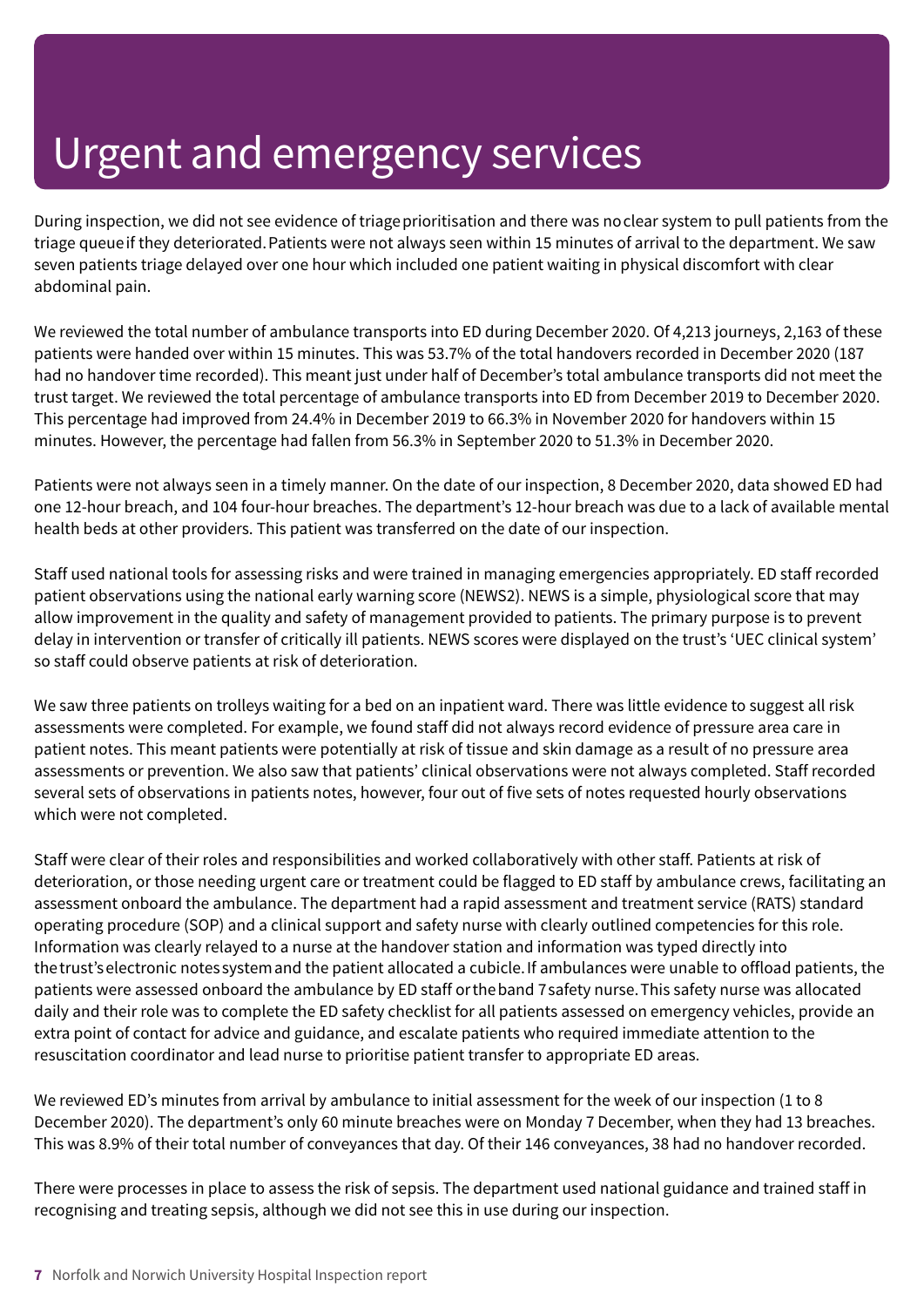# Urgent and emergency services

During inspection, we did not see evidence of triage prioritisation and there was no clear system to pull patients from the triage queue if they deteriorated. Patients were not always seen within 15 minutes of arrival to the department. We saw seven patients triage delayed over one hour which included one patient waiting in physical discomfort with clear abdominal pain.

We reviewed the total number of ambulance transports into ED during December 2020. Of 4,213 journeys, 2,163 of these patients were handed over within 15 minutes. This was 53.7% of the total handovers recorded in December 2020 (187 had no handover time recorded). This meant just under half of December's total ambulance transports did not meet the trust target. We reviewed the total percentage of ambulance transports into ED from December 2019 to December 2020. This percentage had improved from 24.4% in December 2019 to 66.3% in November 2020 for handovers within 15 minutes. However, the percentage had fallen from 56.3% in September 2020 to 51.3% in December 2020.

Patients were not always seen in a timely manner. On the date of our inspection, 8 December 2020, data showed ED had one 12-hour breach, and 104 four-hour breaches. The department's 12-hour breach was due to a lack of available mental health beds at other providers. This patient was transferred on the date of our inspection.

Staff used national tools for assessing risks and were trained in managing emergencies appropriately. ED staff recorded patient observations using the national early warning score (NEWS2). NEWS is a simple, physiological score that may allow improvement in the quality and safety of management provided to patients. The primary purpose is to prevent delay in intervention or transfer of critically ill patients. NEWS scores were displayed on the trust's 'UEC clinical system' so staff could observe patients at risk of deterioration.

We saw three patients on trolleys waiting for a bed on an inpatient ward. There was little evidence to suggest all risk assessments were completed. For example, we found staff did not always record evidence of pressure area care in patient notes. This meant patients were potentially at risk of tissue and skin damage as a result of no pressure area assessments or prevention. We also saw that patients' clinical observations were not always completed. Staff recorded several sets of observations in patients notes, however, four out of five sets of notes requested hourly observations which were not completed.

Staff were clear of their roles and responsibilities and worked collaboratively with other staff. Patients at risk of deterioration, or those needing urgent care or treatment could be flagged to ED staff by ambulance crews, facilitating an assessment onboard the ambulance. The department had a rapid assessment and treatment service (RATS) standard operating procedure (SOP) and a clinical support and safety nurse with clearly outlined competencies for this role. Information was clearly relayed to a nurse at the handover station and information was typed directly into the trust's electronic notes system and the patient allocated a cubicle. If ambulances were unable to offload patients, the patients were assessed onboard the ambulance by ED staff or the band 7 safety nurse. This safety nurse was allocated daily and their role was to complete the ED safety checklist for all patients assessed on emergency vehicles, provide an extra point of contact for advice and guidance, and escalate patients who required immediate attention to the resuscitation coordinator and lead nurse to prioritise patient transfer to appropriate ED areas.

We reviewed ED's minutes from arrival by ambulance to initial assessment for the week of our inspection (1 to 8 December 2020). The department's only 60 minute breaches were on Monday 7 December, when they had 13 breaches. This was 8.9% of their total number of conveyances that day. Of their 146 conveyances, 38 had no handover recorded.

There were processes in place to assess the risk of sepsis. The department used national guidance and trained staff in recognising and treating sepsis, although we did not see this in use during our inspection.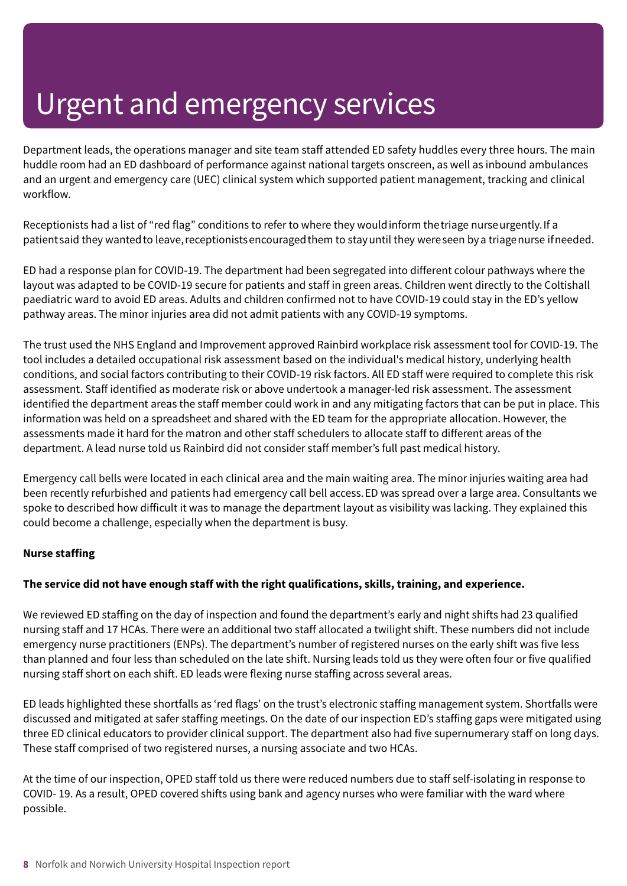# Urgent and emergency services

Department leads, the operations manager and site team staff attended ED safety huddles every three hours. The main huddle room had an ED dashboard of performance against national targets onscreen, as well as inbound ambulances and an urgent and emergency care (UEC) clinical system which supported patient management, tracking and clinical workflow.

Receptionists had a list of "red flag" conditions to refer to where they would inform the triage nurse urgently. If a patient said they wanted to leave, receptionists encouraged them to stay until they were seen by a triage nurse if needed.

ED had a response plan for COVID-19. The department had been segregated into different colour pathways where the layout was adapted to be COVID-19 secure for patients and staff in green areas. Children went directly to the Coltishall paediatric ward to avoid ED areas. Adults and children confirmed not to have COVID-19 could stay in the ED's yellow pathway areas. The minor injuries area did not admit patients with any COVID-19 symptoms.

The trust used the NHS England and Improvement approved Rainbird workplace risk assessment tool for COVID-19. The tool includes a detailed occupational risk assessment based on the individual's medical history, underlying health conditions, and social factors contributing to their COVID-19 risk factors. All ED staff were required to complete this risk assessment. Staff identified as moderate risk or above undertook a manager-led risk assessment. The assessment identified the department areas the staff member could work in and any mitigating factors that can be put in place. This information was held on a spreadsheet and shared with the ED team for the appropriate allocation. However, the assessments made it hard for the matron and other staff schedulers to allocate staff to different areas of the department. A lead nurse told us Rainbird did not consider staff member's full past medical history.

Emergency call bells were located in each clinical area and the main waiting area. The minor injuries waiting area had been recently refurbished and patients had emergency call bell access. ED was spread over a large area. Consultants we spoke to described how difficult it was to manage the department layout as visibility was lacking. They explained this could become a challenge, especially when the department is busy.

**Nurse staffing**

**The service did not have enough staff with the right qualifications, skills, training, and experience.**

We reviewed ED staffing on the day of inspection and found the department's early and night shifts had 23 qualified nursing staff and 17 HCAs. There were an additional two staff allocated a twilight shift. These numbers did not include emergency nurse practitioners (ENPs). The department's number of registered nurses on the early shift was five less than planned and four less than scheduled on the late shift. Nursing leads told us they were often four or five qualified nursing staff short on each shift. ED leads were flexing nurse staffing across several areas.

ED leads highlighted these shortfalls as 'red flags' on the trust's electronic staffing management system. Shortfalls were discussed and mitigated at safer staffing meetings. On the date of our inspection ED's staffing gaps were mitigated using three ED clinical educators to provider clinical support. The department also had five supernumerary staff on long days. These staff comprised of two registered nurses, a nursing associate and two HCAs.

At the time of our inspection, OPED staff told us there were reduced numbers due to staff self-isolating in response to COVID- 19. As a result, OPED covered shifts using bank and agency nurses who were familiar with the ward where possible.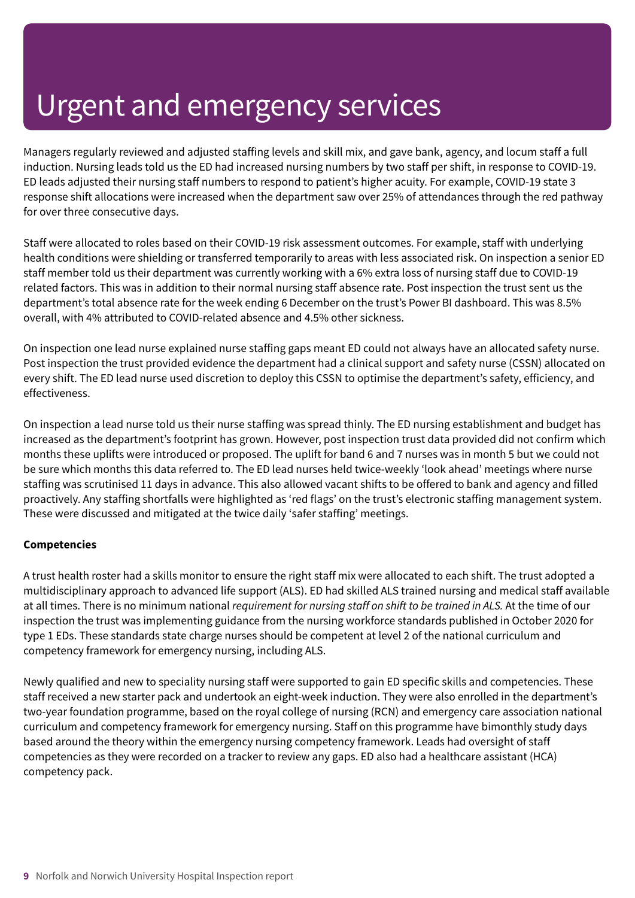# Urgent and emergency services

Managers regularly reviewed and adjusted staffing levels and skill mix, and gave bank, agency, and locum staff a full induction. Nursing leads told us the ED had increased nursing numbers by two staff per shift, in response to COVID-19. ED leads adjusted their nursing staff numbers to respond to patient's higher acuity. For example, COVID-19 state 3 response shift allocations were increased when the department saw over 25% of attendances through the red pathway for over three consecutive days.

Staff were allocated to roles based on their COVID-19 risk assessment outcomes. For example, staff with underlying health conditions were shielding or transferred temporarily to areas with less associated risk. On inspection a senior ED staff member told us their department was currently working with a 6% extra loss of nursing staff due to COVID-19 related factors. This was in addition to their normal nursing staff absence rate. Post inspection the trust sent us the department's total absence rate for the week ending 6 December on the trust's Power BI dashboard. This was 8.5% overall, with 4% attributed to COVID-related absence and 4.5% other sickness.

On inspection one lead nurse explained nurse staffing gaps meant ED could not always have an allocated safety nurse. Post inspection the trust provided evidence the department had a clinical support and safety nurse (CSSN) allocated on every shift. The ED lead nurse used discretion to deploy this CSSN to optimise the department's safety, efficiency, and effectiveness.

On inspection a lead nurse told us their nurse staffing was spread thinly. The ED nursing establishment and budget has increased as the department's footprint has grown. However, post inspection trust data provided did not confirm which months these uplifts were introduced or proposed. The uplift for band 6 and 7 nurses was in month 5 but we could not be sure which months this data referred to. The ED lead nurses held twice-weekly 'look ahead' meetings where nurse staffing was scrutinised 11 days in advance. This also allowed vacant shifts to be offered to bank and agency and filled proactively. Any staffing shortfalls were highlighted as 'red flags' on the trust's electronic staffing management system. These were discussed and mitigated at the twice daily 'safer staffing' meetings.

**Competencies**

A trust health roster had a skills monitor to ensure the right staff mix were allocated to each shift. The trust adopted a multidisciplinary approach to advanced life support (ALS). ED had skilled ALS trained nursing and medical staff available at all times. There is no minimum national *requirement for nursing staff on shift to be trained in ALS.* At the time of our inspection the trust was implementing guidance from the nursing workforce standards published in October 2020 for type 1 EDs. These standards state charge nurses should be competent at level 2 of the national curriculum and competency framework for emergency nursing, including ALS.

Newly qualified and new to speciality nursing staff were supported to gain ED specific skills and competencies. These staff received a new starter pack and undertook an eight-week induction. They were also enrolled in the department's two-year foundation programme, based on the royal college of nursing (RCN) and emergency care association national curriculum and competency framework for emergency nursing. Staff on this programme have bimonthly study days based around the theory within the emergency nursing competency framework. Leads had oversight of staff competencies as they were recorded on a tracker to review any gaps. ED also had a healthcare assistant (HCA) competency pack.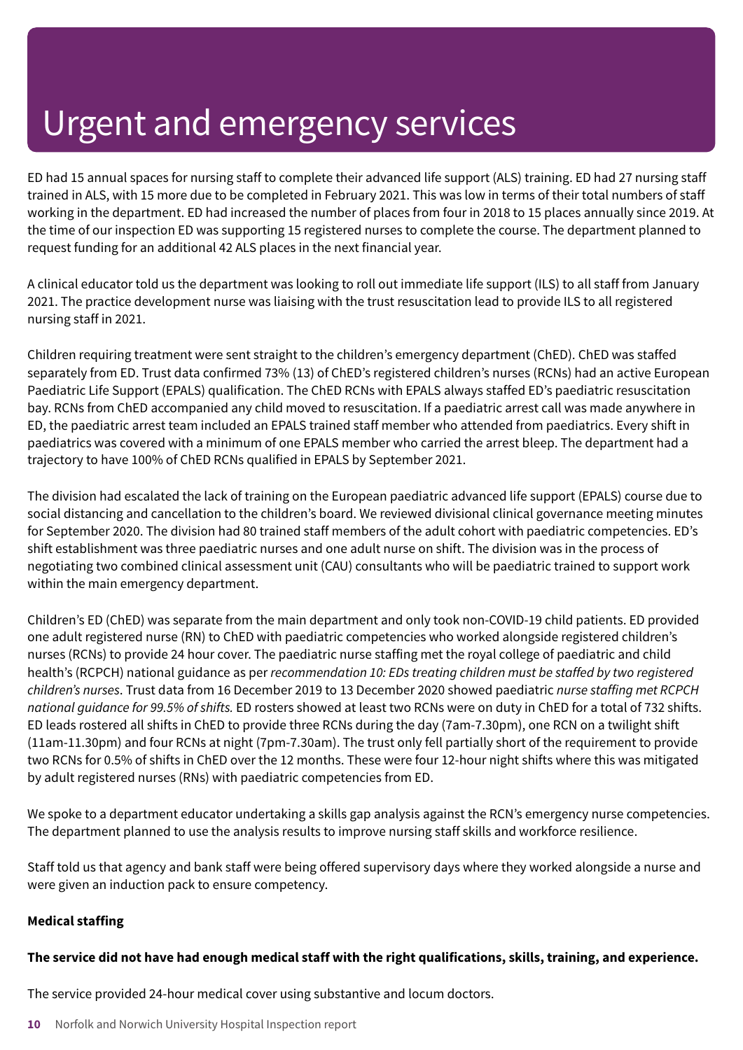# Urgent and emergency services

ED had 15 annual spaces for nursing staff to complete their advanced life support (ALS) training. ED had 27 nursing staff trained in ALS, with 15 more due to be completed in February 2021. This was low in terms of their total numbers of staff working in the department. ED had increased the number of places from four in 2018 to 15 places annually since 2019. At the time of our inspection ED was supporting 15 registered nurses to complete the course. The department planned to request funding for an additional 42 ALS places in the next financial year.

A clinical educator told us the department was looking to roll out immediate life support (ILS) to all staff from January 2021. The practice development nurse was liaising with the trust resuscitation lead to provide ILS to all registered nursing staff in 2021.

Children requiring treatment were sent straight to the children's emergency department (ChED). ChED was staffed separately from ED. Trust data confirmed 73% (13) of ChED's registered children's nurses (RCNs) had an active European Paediatric Life Support (EPALS) qualification. The ChED RCNs with EPALS always staffed ED's paediatric resuscitation bay. RCNs from ChED accompanied any child moved to resuscitation. If a paediatric arrest call was made anywhere in ED, the paediatric arrest team included an EPALS trained staff member who attended from paediatrics. Every shift in paediatrics was covered with a minimum of one EPALS member who carried the arrest bleep. The department had a trajectory to have 100% of ChED RCNs qualified in EPALS by September 2021.

The division had escalated the lack of training on the European paediatric advanced life support (EPALS) course due to social distancing and cancellation to the children's board. We reviewed divisional clinical governance meeting minutes for September 2020. The division had 80 trained staff members of the adult cohort with paediatric competencies. ED's shift establishment was three paediatric nurses and one adult nurse on shift. The division was in the process of negotiating two combined clinical assessment unit (CAU) consultants who will be paediatric trained to support work within the main emergency department.

Children's ED (ChED) was separate from the main department and only took non-COVID-19 child patients. ED provided one adult registered nurse (RN) to ChED with paediatric competencies who worked alongside registered children's nurses (RCNs) to provide 24 hour cover. The paediatric nurse staffing met the royal college of paediatric and child health's (RCPCH) national guidance as per *recommendation 10: EDs treating children must be staffed by two registered children's nurses*. Trust data from 16 December 2019 to 13 December 2020 showed paediatric *nurse staffing met RCPCH national guidance for 99.5% of shifts.* ED rosters showed at least two RCNs were on duty in ChED for a total of 732 shifts. ED leads rostered all shifts in ChED to provide three RCNs during the day (7am-7.30pm), one RCN on a twilight shift (11am-11.30pm) and four RCNs at night (7pm-7.30am). The trust only fell partially short of the requirement to provide two RCNs for 0.5% of shifts in ChED over the 12 months. These were four 12-hour night shifts where this was mitigated by adult registered nurses (RNs) with paediatric competencies from ED.

We spoke to a department educator undertaking a skills gap analysis against the RCN's emergency nurse competencies. The department planned to use the analysis results to improve nursing staff skills and workforce resilience.

Staff told us that agency and bank staff were being offered supervisory days where they worked alongside a nurse and were given an induction pack to ensure competency.

**Medical staffing**

**The service did not have had enough medical staff with the right qualifications, skills, training, and experience.**

The service provided 24-hour medical cover using substantive and locum doctors.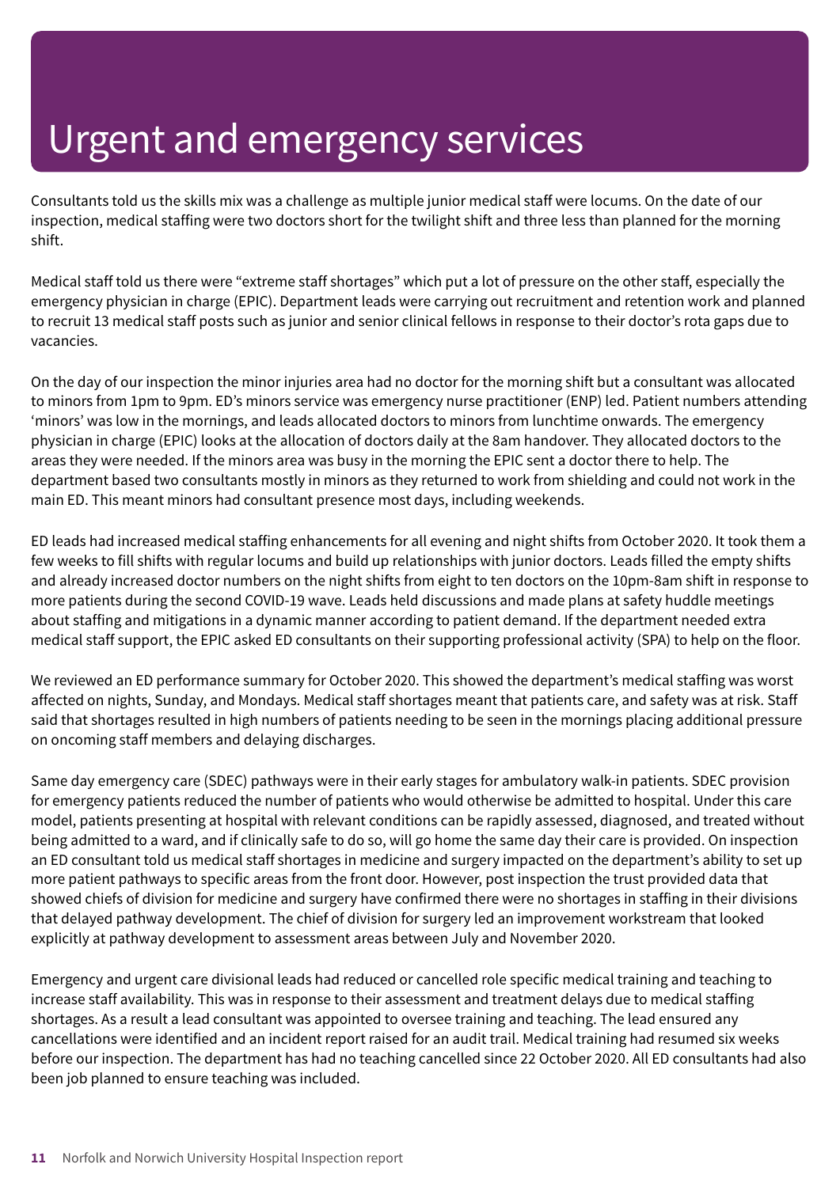# Urgent and emergency services

Consultants told us the skills mix was a challenge as multiple junior medical staff were locums. On the date of our inspection, medical staffing were two doctors short for the twilight shift and three less than planned for the morning shift.

Medical staff told us there were “extreme staff shortages” which put a lot of pressure on the other staff, especially the emergency physician in charge (EPIC). Department leads were carrying out recruitment and retention work and planned to recruit 13 medical staff posts such as junior and senior clinical fellows in response to their doctor’s rota gaps due to vacancies.

On the day of our inspection the minor injuries area had no doctor for the morning shift but a consultant was allocated to minors from 1pm to 9pm. ED’s minors service was emergency nurse practitioner (ENP) led. Patient numbers attending ‘minors’ was low in the mornings, and leads allocated doctors to minors from lunchtime onwards. The emergency physician in charge (EPIC) looks at the allocation of doctors daily at the 8am handover. They allocated doctors to the areas they were needed. If the minors area was busy in the morning the EPIC sent a doctor there to help. The department based two consultants mostly in minors as they returned to work from shielding and could not work in the main ED. This meant minors had consultant presence most days, including weekends.

ED leads had increased medical staffing enhancements for all evening and night shifts from October 2020. It took them a few weeks to fill shifts with regular locums and build up relationships with junior doctors. Leads filled the empty shifts and already increased doctor numbers on the night shifts from eight to ten doctors on the 10pm-8am shift in response to more patients during the second COVID-19 wave. Leads held discussions and made plans at safety huddle meetings about staffing and mitigations in a dynamic manner according to patient demand. If the department needed extra medical staff support, the EPIC asked ED consultants on their supporting professional activity (SPA) to help on the floor.

We reviewed an ED performance summary for October 2020. This showed the department’s medical staffing was worst affected on nights, Sunday, and Mondays. Medical staff shortages meant that patients care, and safety was at risk. Staff said that shortages resulted in high numbers of patients needing to be seen in the mornings placing additional pressure on oncoming staff members and delaying discharges.

Same day emergency care (SDEC) pathways were in their early stages for ambulatory walk-in patients. SDEC provision for emergency patients reduced the number of patients who would otherwise be admitted to hospital. Under this care model, patients presenting at hospital with relevant conditions can be rapidly assessed, diagnosed, and treated without being admitted to a ward, and if clinically safe to do so, will go home the same day their care is provided. On inspection an ED consultant told us medical staff shortages in medicine and surgery impacted on the department’s ability to set up more patient pathways to specific areas from the front door. However, post inspection the trust provided data that showed chiefs of division for medicine and surgery have confirmed there were no shortages in staffing in their divisions that delayed pathway development. The chief of division for surgery led an improvement workstream that looked explicitly at pathway development to assessment areas between July and November 2020.

Emergency and urgent care divisional leads had reduced or cancelled role specific medical training and teaching to increase staff availability. This was in response to their assessment and treatment delays due to medical staffing shortages. As a result a lead consultant was appointed to oversee training and teaching. The lead ensured any cancellations were identified and an incident report raised for an audit trail. Medical training had resumed six weeks before our inspection. The department has had no teaching cancelled since 22 October 2020. All ED consultants had also been job planned to ensure teaching was included.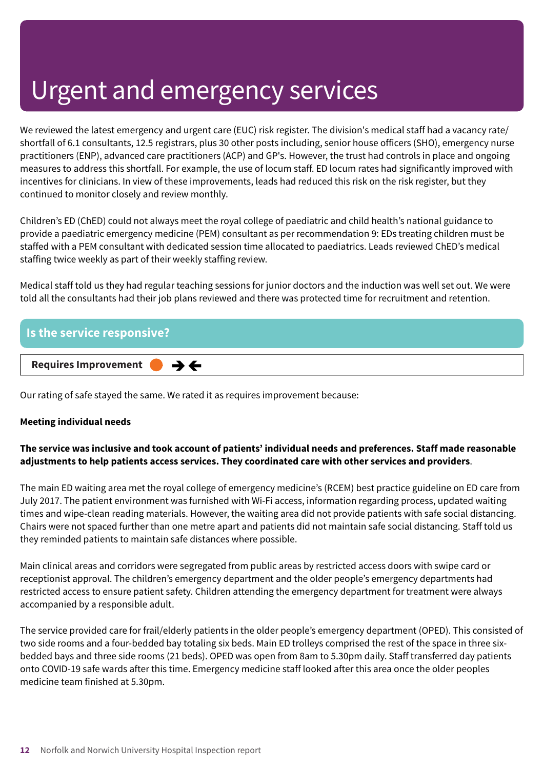# Urgent and emergency services

We reviewed the latest emergency and urgent care (EUC) risk register. The division's medical staff had a vacancy rate/ shortfall of 6.1 consultants, 12.5 registrars, plus 30 other posts including, senior house officers (SHO), emergency nurse practitioners (ENP), advanced care practitioners (ACP) and GP's. However, the trust had controls in place and ongoing measures to address this shortfall. For example, the use of locum staff. ED locum rates had significantly improved with incentives for clinicians. In view of these improvements, leads had reduced this risk on the risk register, but they continued to monitor closely and review monthly.

Children's ED (ChED) could not always meet the royal college of paediatric and child health's national guidance to provide a paediatric emergency medicine (PEM) consultant as per recommendation 9: EDs treating children must be staffed with a PEM consultant with dedicated session time allocated to paediatrics. Leads reviewed ChED's medical staffing twice weekly as part of their weekly staffing review.

Medical staff told us they had regular teaching sessions for junior doctors and the induction was well set out. We were told all the consultants had their job plans reviewed and there was protected time for recruitment and retention.

## Is the service responsive?

**Requires Improvement** ➔ ←

Our rating of safe stayed the same. We rated it as requires improvement because:

**Meeting individual needs**

**The service was inclusive and took account of patients' individual needs and preferences. Staff made reasonable adjustments to help patients access services. They coordinated care with other services and providers**.

The main ED waiting area met the royal college of emergency medicine's (RCEM) best practice guideline on ED care from July 2017. The patient environment was furnished with Wi-Fi access, information regarding process, updated waiting times and wipe-clean reading materials. However, the waiting area did not provide patients with safe social distancing. Chairs were not spaced further than one metre apart and patients did not maintain safe social distancing. Staff told us they reminded patients to maintain safe distances where possible.

Main clinical areas and corridors were segregated from public areas by restricted access doors with swipe card or receptionist approval. The children's emergency department and the older people's emergency departments had restricted access to ensure patient safety. Children attending the emergency department for treatment were always accompanied by a responsible adult.

The service provided care for frail/elderly patients in the older people's emergency department (OPED). This consisted of two side rooms and a four-bedded bay totaling six beds. Main ED trolleys comprised the rest of the space in three six-bedded bays and three side rooms (21 beds). OPED was open from 8am to 5.30pm daily. Staff transferred day patients onto COVID-19 safe wards after this time. Emergency medicine staff looked after this area once the older peoples medicine team finished at 5.30pm.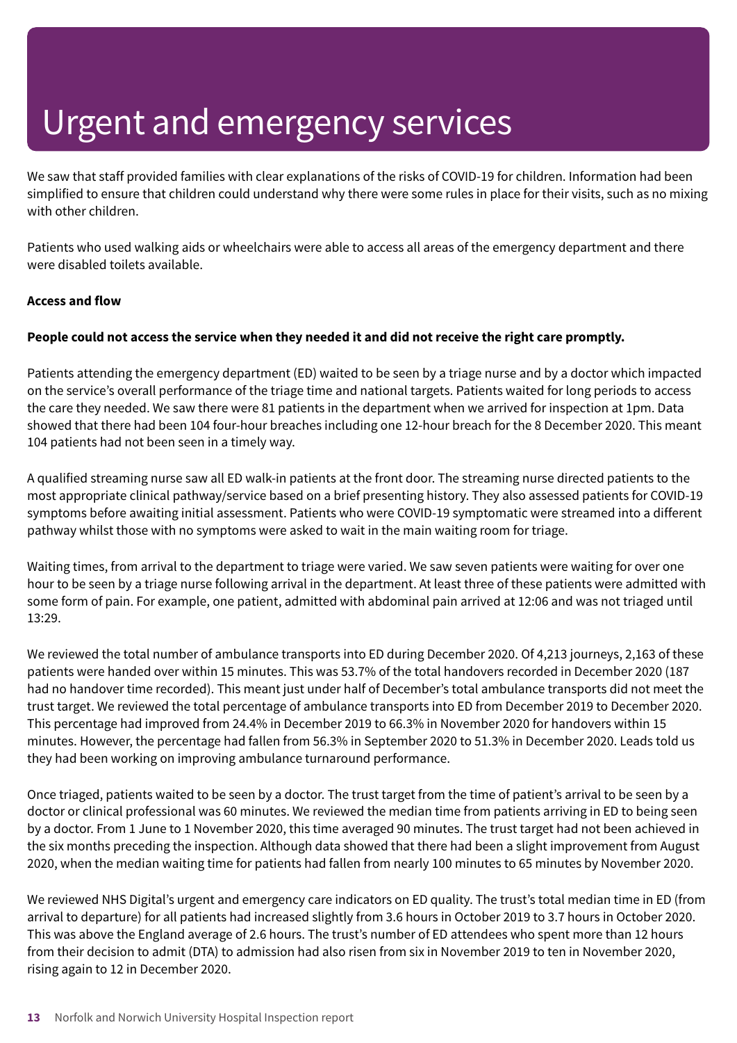# Urgent and emergency services

We saw that staff provided families with clear explanations of the risks of COVID-19 for children. Information had been simplified to ensure that children could understand why there were some rules in place for their visits, such as no mixing with other children.

Patients who used walking aids or wheelchairs were able to access all areas of the emergency department and there were disabled toilets available.

**Access and flow**

**People could not access the service when they needed it and did not receive the right care promptly.**

Patients attending the emergency department (ED) waited to be seen by a triage nurse and by a doctor which impacted on the service's overall performance of the triage time and national targets. Patients waited for long periods to access the care they needed. We saw there were 81 patients in the department when we arrived for inspection at 1pm. Data showed that there had been 104 four-hour breaches including one 12-hour breach for the 8 December 2020. This meant 104 patients had not been seen in a timely way.

A qualified streaming nurse saw all ED walk-in patients at the front door. The streaming nurse directed patients to the most appropriate clinical pathway/service based on a brief presenting history. They also assessed patients for COVID-19 symptoms before awaiting initial assessment. Patients who were COVID-19 symptomatic were streamed into a different pathway whilst those with no symptoms were asked to wait in the main waiting room for triage.

Waiting times, from arrival to the department to triage were varied. We saw seven patients were waiting for over one hour to be seen by a triage nurse following arrival in the department. At least three of these patients were admitted with some form of pain. For example, one patient, admitted with abdominal pain arrived at 12:06 and was not triaged until 13:29.

We reviewed the total number of ambulance transports into ED during December 2020. Of 4,213 journeys, 2,163 of these patients were handed over within 15 minutes. This was 53.7% of the total handovers recorded in December 2020 (187 had no handover time recorded). This meant just under half of December's total ambulance transports did not meet the trust target. We reviewed the total percentage of ambulance transports into ED from December 2019 to December 2020. This percentage had improved from 24.4% in December 2019 to 66.3% in November 2020 for handovers within 15 minutes. However, the percentage had fallen from 56.3% in September 2020 to 51.3% in December 2020. Leads told us they had been working on improving ambulance turnaround performance.

Once triaged, patients waited to be seen by a doctor. The trust target from the time of patient's arrival to be seen by a doctor or clinical professional was 60 minutes. We reviewed the median time from patients arriving in ED to being seen by a doctor. From 1 June to 1 November 2020, this time averaged 90 minutes. The trust target had not been achieved in the six months preceding the inspection. Although data showed that there had been a slight improvement from August 2020, when the median waiting time for patients had fallen from nearly 100 minutes to 65 minutes by November 2020.

We reviewed NHS Digital's urgent and emergency care indicators on ED quality. The trust's total median time in ED (from arrival to departure) for all patients had increased slightly from 3.6 hours in October 2019 to 3.7 hours in October 2020. This was above the England average of 2.6 hours. The trust's number of ED attendees who spent more than 12 hours from their decision to admit (DTA) to admission had also risen from six in November 2019 to ten in November 2020, rising again to 12 in December 2020.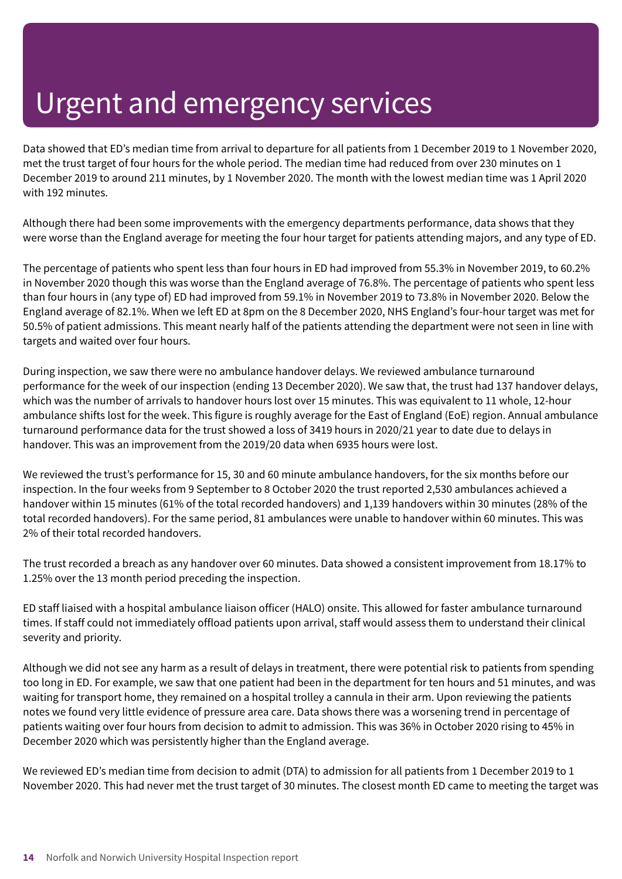# Urgent and emergency services

Data showed that ED's median time from arrival to departure for all patients from 1 December 2019 to 1 November 2020, met the trust target of four hours for the whole period. The median time had reduced from over 230 minutes on 1 December 2019 to around 211 minutes, by 1 November 2020. The month with the lowest median time was 1 April 2020 with 192 minutes.

Although there had been some improvements with the emergency departments performance, data shows that they were worse than the England average for meeting the four hour target for patients attending majors, and any type of ED.

The percentage of patients who spent less than four hours in ED had improved from 55.3% in November 2019, to 60.2% in November 2020 though this was worse than the England average of 76.8%. The percentage of patients who spent less than four hours in (any type of) ED had improved from 59.1% in November 2019 to 73.8% in November 2020. Below the England average of 82.1%. When we left ED at 8pm on the 8 December 2020, NHS England's four-hour target was met for 50.5% of patient admissions. This meant nearly half of the patients attending the department were not seen in line with targets and waited over four hours.

During inspection, we saw there were no ambulance handover delays. We reviewed ambulance turnaround performance for the week of our inspection (ending 13 December 2020). We saw that, the trust had 137 handover delays, which was the number of arrivals to handover hours lost over 15 minutes. This was equivalent to 11 whole, 12-hour ambulance shifts lost for the week. This figure is roughly average for the East of England (EoE) region. Annual ambulance turnaround performance data for the trust showed a loss of 3419 hours in 2020/21 year to date due to delays in handover. This was an improvement from the 2019/20 data when 6935 hours were lost.

We reviewed the trust's performance for 15, 30 and 60 minute ambulance handovers, for the six months before our inspection. In the four weeks from 9 September to 8 October 2020 the trust reported 2,530 ambulances achieved a handover within 15 minutes (61% of the total recorded handovers) and 1,139 handovers within 30 minutes (28% of the total recorded handovers). For the same period, 81 ambulances were unable to handover within 60 minutes. This was 2% of their total recorded handovers.

The trust recorded a breach as any handover over 60 minutes. Data showed a consistent improvement from 18.17% to 1.25% over the 13 month period preceding the inspection.

ED staff liaised with a hospital ambulance liaison officer (HALO) onsite. This allowed for faster ambulance turnaround times. If staff could not immediately offload patients upon arrival, staff would assess them to understand their clinical severity and priority.

Although we did not see any harm as a result of delays in treatment, there were potential risk to patients from spending too long in ED. For example, we saw that one patient had been in the department for ten hours and 51 minutes, and was waiting for transport home, they remained on a hospital trolley a cannula in their arm. Upon reviewing the patients notes we found very little evidence of pressure area care. Data shows there was a worsening trend in percentage of patients waiting over four hours from decision to admit to admission. This was 36% in October 2020 rising to 45% in December 2020 which was persistently higher than the England average.

We reviewed ED's median time from decision to admit (DTA) to admission for all patients from 1 December 2019 to 1 November 2020. This had never met the trust target of 30 minutes. The closest month ED came to meeting the target was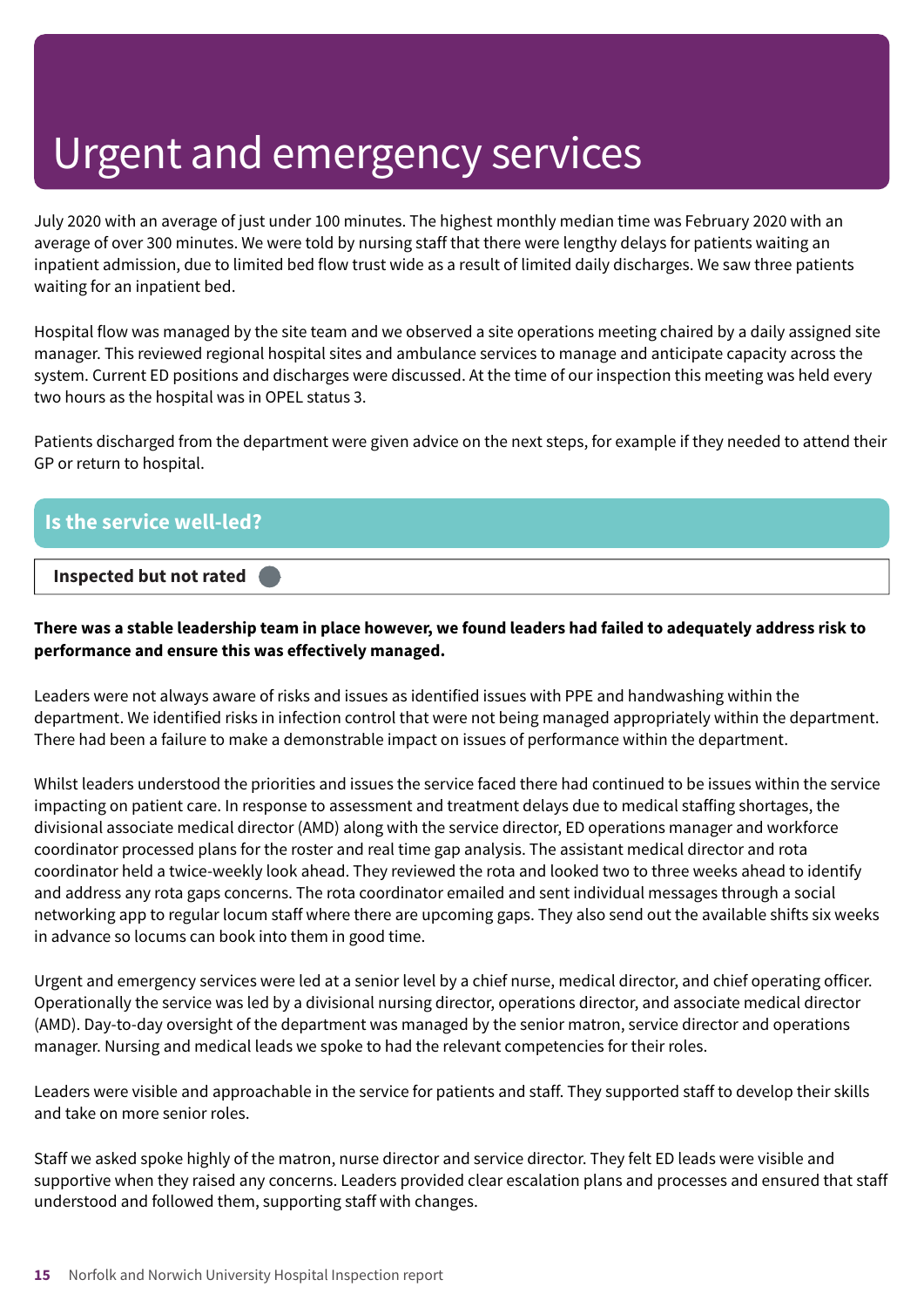# Urgent and emergency services

July 2020 with an average of just under 100 minutes. The highest monthly median time was February 2020 with an average of over 300 minutes. We were told by nursing staff that there were lengthy delays for patients waiting an inpatient admission, due to limited bed flow trust wide as a result of limited daily discharges. We saw three patients waiting for an inpatient bed.

Hospital flow was managed by the site team and we observed a site operations meeting chaired by a daily assigned site manager. This reviewed regional hospital sites and ambulance services to manage and anticipate capacity across the system. Current ED positions and discharges were discussed. At the time of our inspection this meeting was held every two hours as the hospital was in OPEL status 3.

Patients discharged from the department were given advice on the next steps, for example if they needed to attend their GP or return to hospital.

## Is the service well-led?

**Inspected but not rated**

**There was a stable leadership team in place however, we found leaders had failed to adequately address risk to performance and ensure this was effectively managed.**

Leaders were not always aware of risks and issues as identified issues with PPE and handwashing within the department. We identified risks in infection control that were not being managed appropriately within the department. There had been a failure to make a demonstrable impact on issues of performance within the department.

Whilst leaders understood the priorities and issues the service faced there had continued to be issues within the service impacting on patient care. In response to assessment and treatment delays due to medical staffing shortages, the divisional associate medical director (AMD) along with the service director, ED operations manager and workforce coordinator processed plans for the roster and real time gap analysis. The assistant medical director and rota coordinator held a twice-weekly look ahead. They reviewed the rota and looked two to three weeks ahead to identify and address any rota gaps concerns. The rota coordinator emailed and sent individual messages through a social networking app to regular locum staff where there are upcoming gaps. They also send out the available shifts six weeks in advance so locums can book into them in good time.

Urgent and emergency services were led at a senior level by a chief nurse, medical director, and chief operating officer. Operationally the service was led by a divisional nursing director, operations director, and associate medical director (AMD). Day-to-day oversight of the department was managed by the senior matron, service director and operations manager. Nursing and medical leads we spoke to had the relevant competencies for their roles.

Leaders were visible and approachable in the service for patients and staff. They supported staff to develop their skills and take on more senior roles.

Staff we asked spoke highly of the matron, nurse director and service director. They felt ED leads were visible and supportive when they raised any concerns. Leaders provided clear escalation plans and processes and ensured that staff understood and followed them, supporting staff with changes.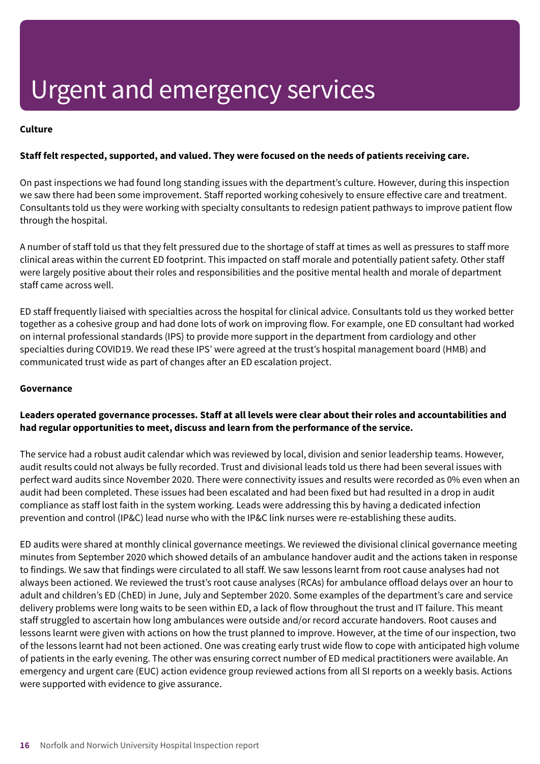# Urgent and emergency services

**Culture**

**Staff felt respected, supported, and valued. They were focused on the needs of patients receiving care.**

On past inspections we had found long standing issues with the department's culture. However, during this inspection we saw there had been some improvement. Staff reported working cohesively to ensure effective care and treatment. Consultants told us they were working with specialty consultants to redesign patient pathways to improve patient flow through the hospital.

A number of staff told us that they felt pressured due to the shortage of staff at times as well as pressures to staff more clinical areas within the current ED footprint. This impacted on staff morale and potentially patient safety. Other staff were largely positive about their roles and responsibilities and the positive mental health and morale of department staff came across well.

ED staff frequently liaised with specialties across the hospital for clinical advice. Consultants told us they worked better together as a cohesive group and had done lots of work on improving flow. For example, one ED consultant had worked on internal professional standards (IPS) to provide more support in the department from cardiology and other specialties during COVID19. We read these IPS' were agreed at the trust's hospital management board (HMB) and communicated trust wide as part of changes after an ED escalation project.

**Governance**

**Leaders operated governance processes. Staff at all levels were clear about their roles and accountabilities and had regular opportunities to meet, discuss and learn from the performance of the service.**

The service had a robust audit calendar which was reviewed by local, division and senior leadership teams. However, audit results could not always be fully recorded. Trust and divisional leads told us there had been several issues with perfect ward audits since November 2020. There were connectivity issues and results were recorded as 0% even when an audit had been completed. These issues had been escalated and had been fixed but had resulted in a drop in audit compliance as staff lost faith in the system working. Leads were addressing this by having a dedicated infection prevention and control (IP&C) lead nurse who with the IP&C link nurses were re-establishing these audits.

ED audits were shared at monthly clinical governance meetings. We reviewed the divisional clinical governance meeting minutes from September 2020 which showed details of an ambulance handover audit and the actions taken in response to findings. We saw that findings were circulated to all staff. We saw lessons learnt from root cause analyses had not always been actioned. We reviewed the trust's root cause analyses (RCAs) for ambulance offload delays over an hour to adult and children's ED (ChED) in June, July and September 2020. Some examples of the department's care and service delivery problems were long waits to be seen within ED, a lack of flow throughout the trust and IT failure. This meant staff struggled to ascertain how long ambulances were outside and/or record accurate handovers. Root causes and lessons learnt were given with actions on how the trust planned to improve. However, at the time of our inspection, two of the lessons learnt had not been actioned. One was creating early trust wide flow to cope with anticipated high volume of patients in the early evening. The other was ensuring correct number of ED medical practitioners were available. An emergency and urgent care (EUC) action evidence group reviewed actions from all SI reports on a weekly basis. Actions were supported with evidence to give assurance.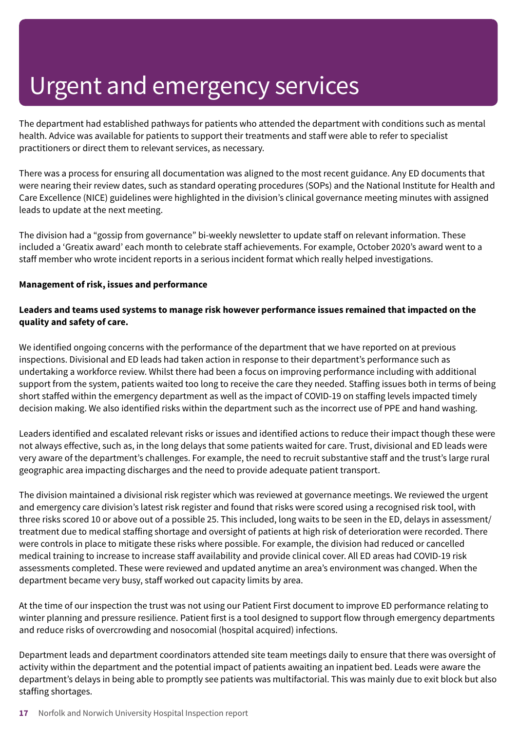# Urgent and emergency services

The department had established pathways for patients who attended the department with conditions such as mental health. Advice was available for patients to support their treatments and staff were able to refer to specialist practitioners or direct them to relevant services, as necessary.

There was a process for ensuring all documentation was aligned to the most recent guidance. Any ED documents that were nearing their review dates, such as standard operating procedures (SOPs) and the National Institute for Health and Care Excellence (NICE) guidelines were highlighted in the division's clinical governance meeting minutes with assigned leads to update at the next meeting.

The division had a "gossip from governance" bi-weekly newsletter to update staff on relevant information. These included a 'Greatix award' each month to celebrate staff achievements. For example, October 2020's award went to a staff member who wrote incident reports in a serious incident format which really helped investigations.

**Management of risk, issues and performance**

**Leaders and teams used systems to manage risk however performance issues remained that impacted on the quality and safety of care.**

We identified ongoing concerns with the performance of the department that we have reported on at previous inspections. Divisional and ED leads had taken action in response to their department's performance such as undertaking a workforce review. Whilst there had been a focus on improving performance including with additional support from the system, patients waited too long to receive the care they needed. Staffing issues both in terms of being short staffed within the emergency department as well as the impact of COVID-19 on staffing levels impacted timely decision making. We also identified risks within the department such as the incorrect use of PPE and hand washing.

Leaders identified and escalated relevant risks or issues and identified actions to reduce their impact though these were not always effective, such as, in the long delays that some patients waited for care. Trust, divisional and ED leads were very aware of the department's challenges. For example, the need to recruit substantive staff and the trust's large rural geographic area impacting discharges and the need to provide adequate patient transport.

The division maintained a divisional risk register which was reviewed at governance meetings. We reviewed the urgent and emergency care division's latest risk register and found that risks were scored using a recognised risk tool, with three risks scored 10 or above out of a possible 25. This included, long waits to be seen in the ED, delays in assessment/ treatment due to medical staffing shortage and oversight of patients at high risk of deterioration were recorded. There were controls in place to mitigate these risks where possible. For example, the division had reduced or cancelled medical training to increase to increase staff availability and provide clinical cover. All ED areas had COVID-19 risk assessments completed. These were reviewed and updated anytime an area's environment was changed. When the department became very busy, staff worked out capacity limits by area.

At the time of our inspection the trust was not using our Patient First document to improve ED performance relating to winter planning and pressure resilience. Patient first is a tool designed to support flow through emergency departments and reduce risks of overcrowding and nosocomial (hospital acquired) infections.

Department leads and department coordinators attended site team meetings daily to ensure that there was oversight of activity within the department and the potential impact of patients awaiting an inpatient bed. Leads were aware the department's delays in being able to promptly see patients was multifactorial. This was mainly due to exit block but also staffing shortages.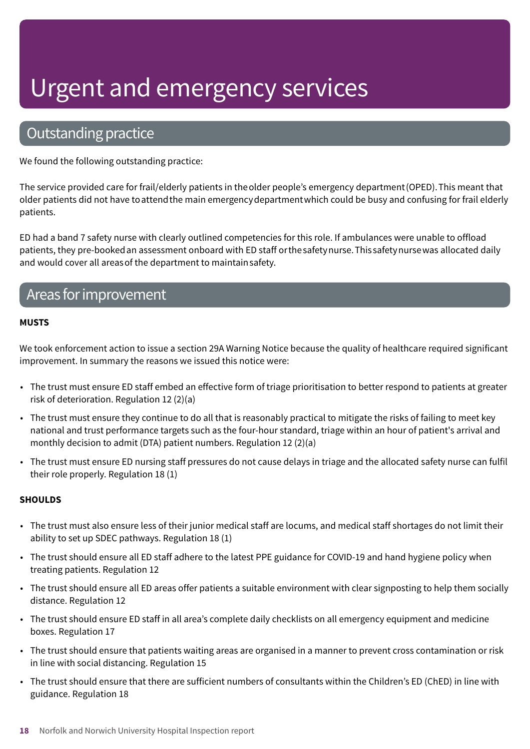# Urgent and emergency services

## Outstanding practice

We found the following outstanding practice:

The service provided care for frail/elderly patients in the older people's emergency department (OPED). This meant that older patients did not have to attend the main emergency department which could be busy and confusing for frail elderly patients.

ED had a band 7 safety nurse with clearly outlined competencies for this role. If ambulances were unable to offload patients, they pre-booked an assessment onboard with ED staff or the safety nurse. This safety nurse was allocated daily and would cover all areas of the department to maintain safety.

## Areas for improvement

**MUSTS**

We took enforcement action to issue a section 29A Warning Notice because the quality of healthcare required significant improvement. In summary the reasons we issued this notice were:

- The trust must ensure ED staff embed an effective form of triage prioritisation to better respond to patients at greater risk of deterioration. Regulation 12 (2)(a)
- The trust must ensure they continue to do all that is reasonably practical to mitigate the risks of failing to meet key national and trust performance targets such as the four-hour standard, triage within an hour of patient's arrival and monthly decision to admit (DTA) patient numbers. Regulation 12 (2)(a)
- The trust must ensure ED nursing staff pressures do not cause delays in triage and the allocated safety nurse can fulfil their role properly. Regulation 18 (1)

**SHOULDS**

- The trust must also ensure less of their junior medical staff are locums, and medical staff shortages do not limit their ability to set up SDEC pathways. Regulation 18 (1)
- The trust should ensure all ED staff adhere to the latest PPE guidance for COVID-19 and hand hygiene policy when treating patients. Regulation 12
- The trust should ensure all ED areas offer patients a suitable environment with clear signposting to help them socially distance. Regulation 12
- The trust should ensure ED staff in all area's complete daily checklists on all emergency equipment and medicine boxes. Regulation 17
- The trust should ensure that patients waiting areas are organised in a manner to prevent cross contamination or risk in line with social distancing. Regulation 15
- The trust should ensure that there are sufficient numbers of consultants within the Children's ED (ChED) in line with guidance. Regulation 18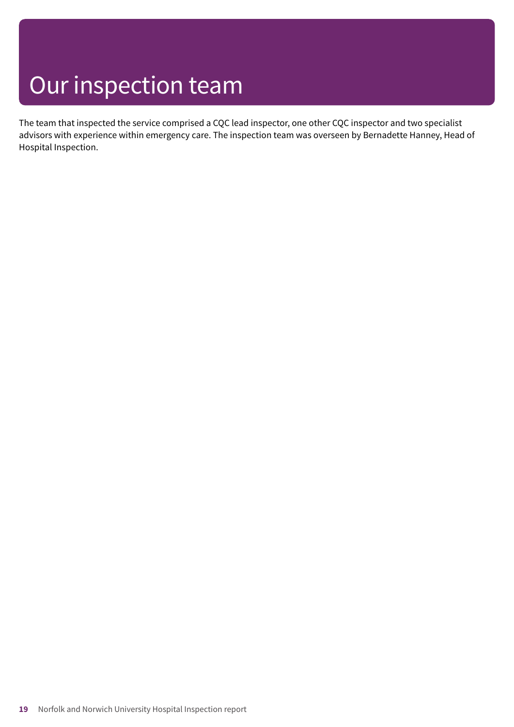# Our inspection team

The team that inspected the service comprised a CQC lead inspector, one other CQC inspector and two specialist advisors with experience within emergency care. The inspection team was overseen by Bernadette Hanney, Head of Hospital Inspection.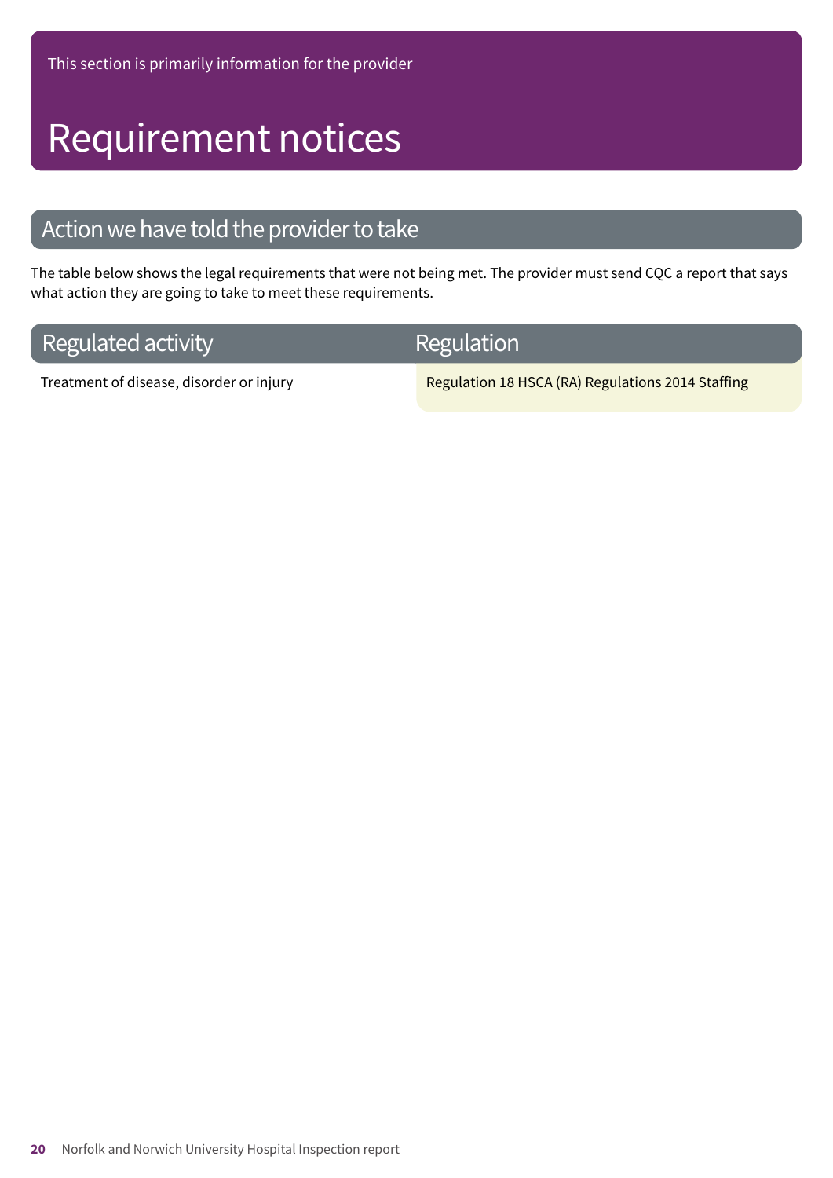This section is primarily information for the provider

# Requirement notices

## Action we have told the provider to take

The table below shows the legal requirements that were not being met. The provider must send CQC a report that says what action they are going to take to meet these requirements.

| Regulated activity | Regulation |
|---|---|
| Treatment of disease, disorder or injury | Regulation 18 HSCA (RA) Regulations 2014 Staffing |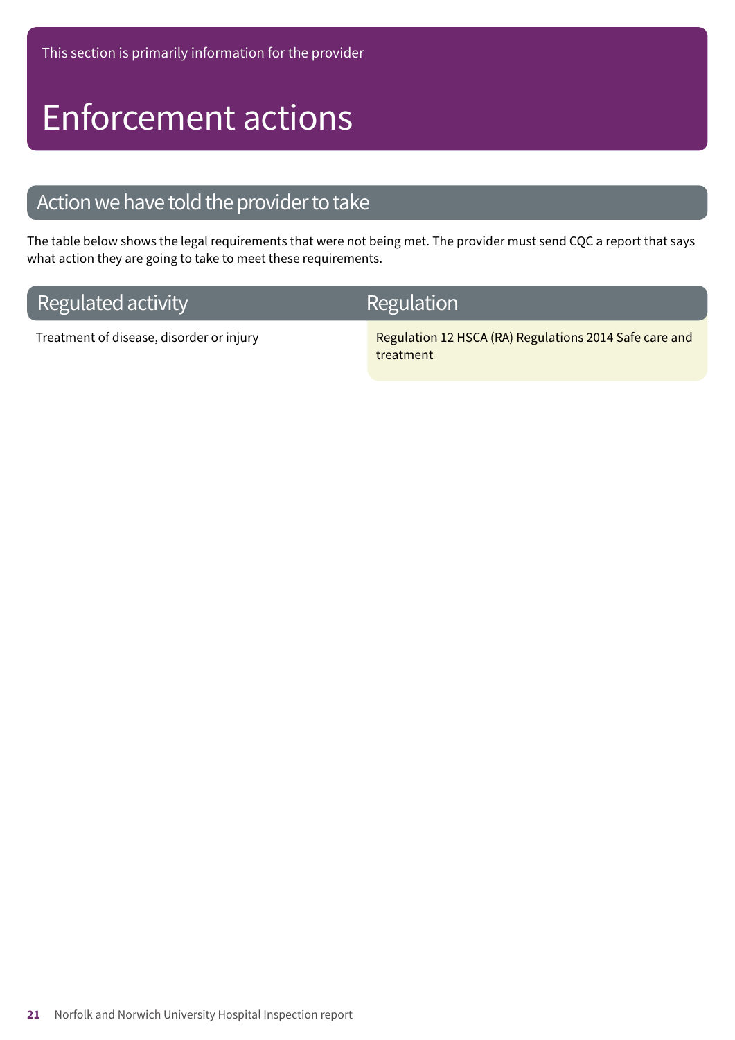This section is primarily information for the provider

# Enforcement actions

## Action we have told the provider to take

The table below shows the legal requirements that were not being met. The provider must send CQC a report that says what action they are going to take to meet these requirements.

| Regulated activity | Regulation |
| --- | --- |
| Treatment of disease, disorder or injury | Regulation 12 HSCA (RA) Regulations 2014 Safe care and treatment |